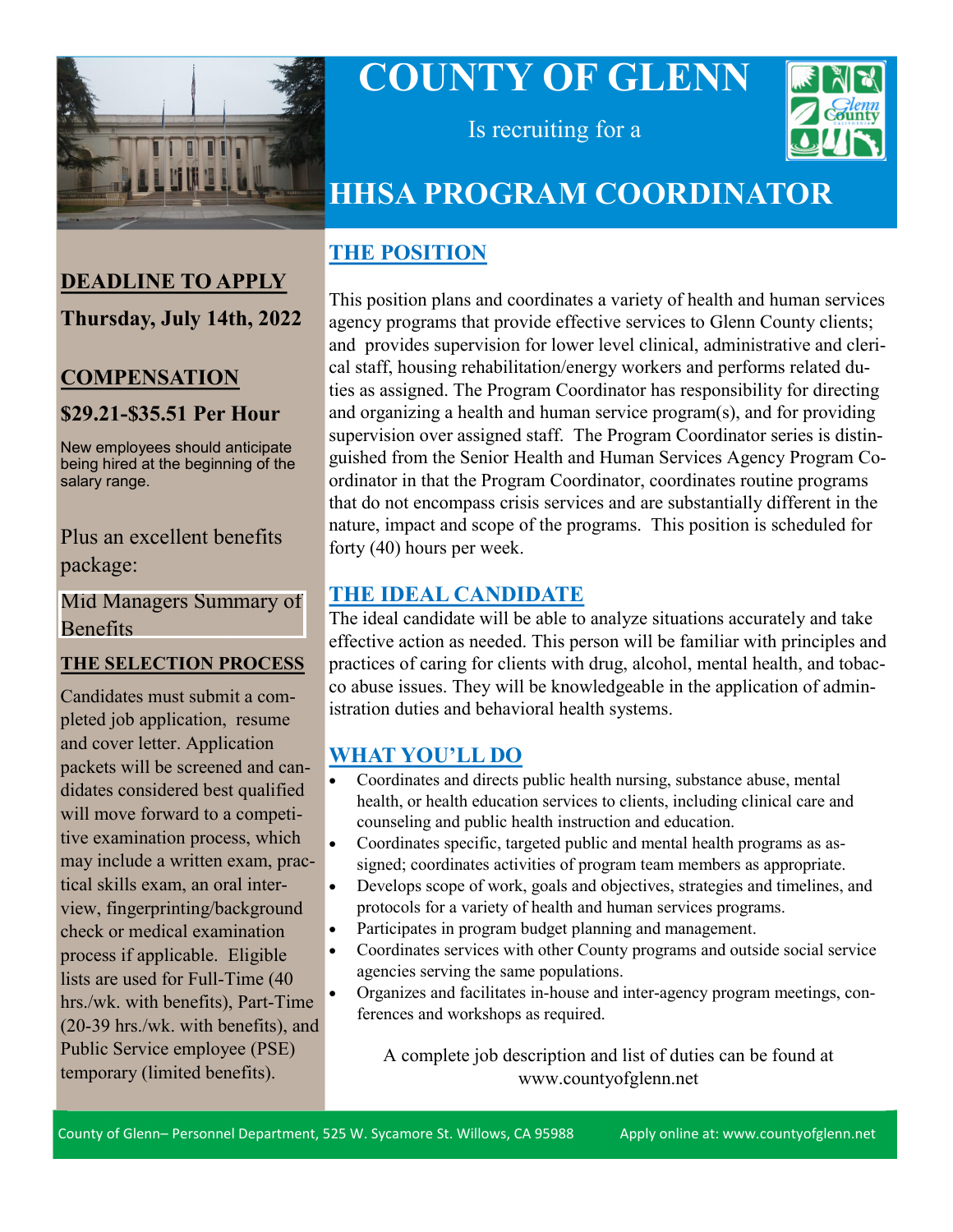# COUNTY OF GLENN

Is recruiting for a

# HHSA PROGRAM COORDINATOR

## DEADLINE TO APPLY

**Thursday, July 14th, 2022**

## COMPENSATION

**$29.21-$35.51 Per Hour**

New employees should anticipate being hired at the beginning of the salary range.

Plus an excellent benefits package:

Mid Managers Summary of Benefits

## THE SELECTION PROCESS

Candidates must submit a completed job application, resume and cover letter. Application packets will be screened and candidates considered best qualified will move forward to a competitive examination process, which may include a written exam, practical skills exam, an oral interview, fingerprinting/background check or medical examination process if applicable. Eligible lists are used for Full-Time (40 hrs./wk. with benefits), Part-Time (20-39 hrs./wk. with benefits), and Public Service employee (PSE) temporary (limited benefits).

## THE POSITION

This position plans and coordinates a variety of health and human services agency programs that provide effective services to Glenn County clients; and provides supervision for lower level clinical, administrative and clerical staff, housing rehabilitation/energy workers and performs related duties as assigned. The Program Coordinator has responsibility for directing and organizing a health and human service program(s), and for providing supervision over assigned staff. The Program Coordinator series is distinguished from the Senior Health and Human Services Agency Program Coordinator in that the Program Coordinator, coordinates routine programs that do not encompass crisis services and are substantially different in the nature, impact and scope of the programs. This position is scheduled for forty (40) hours per week.

## THE IDEAL CANDIDATE

The ideal candidate will be able to analyze situations accurately and take effective action as needed. This person will be familiar with principles and practices of caring for clients with drug, alcohol, mental health, and tobacco abuse issues. They will be knowledgeable in the application of administration duties and behavioral health systems.

## WHAT YOU'LL DO

- Coordinates and directs public health nursing, substance abuse, mental health, or health education services to clients, including clinical care and counseling and public health instruction and education.
- Coordinates specific, targeted public and mental health programs as assigned; coordinates activities of program team members as appropriate.
- Develops scope of work, goals and objectives, strategies and timelines, and protocols for a variety of health and human services programs.
- Participates in program budget planning and management.
- Coordinates services with other County programs and outside social service agencies serving the same populations.
- Organizes and facilitates in-house and inter-agency program meetings, conferences and workshops as required.

A complete job description and list of duties can be found at www.countyofglenn.net

County of Glenn– Personnel Department, 525 W. Sycamore St. Willows, CA 95988 Apply online at: www.countyofglenn.net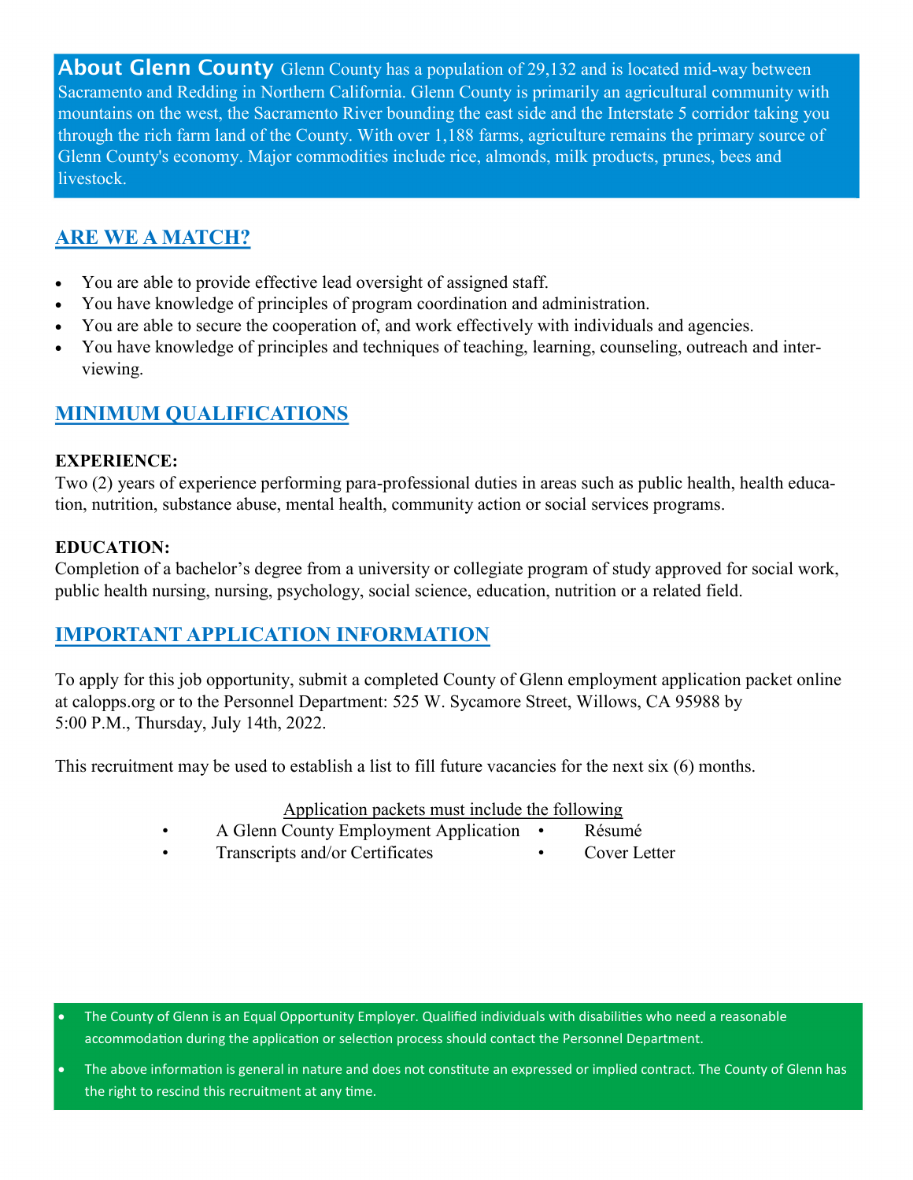**About Glenn County** Glenn County has a population of 29,132 and is located mid-way between Sacramento and Redding in Northern California. Glenn County is primarily an agricultural community with mountains on the west, the Sacramento River bounding the east side and the Interstate 5 corridor taking you through the rich farm land of the County. With over 1,188 farms, agriculture remains the primary source of Glenn County's economy. Major commodities include rice, almonds, milk products, prunes, bees and livestock.

## ARE WE A MATCH?

- You are able to provide effective lead oversight of assigned staff.
- You have knowledge of principles of program coordination and administration.
- You are able to secure the cooperation of, and work effectively with individuals and agencies.
- You have knowledge of principles and techniques of teaching, learning, counseling, outreach and interviewing.

## MINIMUM QUALIFICATIONS

**EXPERIENCE:**
Two (2) years of experience performing para-professional duties in areas such as public health, health education, nutrition, substance abuse, mental health, community action or social services programs.

**EDUCATION:**
Completion of a bachelor's degree from a university or collegiate program of study approved for social work, public health nursing, nursing, psychology, social science, education, nutrition or a related field.

## IMPORTANT APPLICATION INFORMATION

To apply for this job opportunity, submit a completed County of Glenn employment application packet online at calopps.org or to the Personnel Department: 525 W. Sycamore Street, Willows, CA 95988 by 5:00 P.M., Thursday, July 14th, 2022.

This recruitment may be used to establish a list to fill future vacancies for the next six (6) months.

Application packets must include the following

- A Glenn County Employment Application
- Résumé
- Transcripts and/or Certificates
- Cover Letter

- The County of Glenn is an Equal Opportunity Employer. Qualified individuals with disabilities who need a reasonable accommodation during the application or selection process should contact the Personnel Department.
- The above information is general in nature and does not constitute an expressed or implied contract. The County of Glenn has the right to rescind this recruitment at any time.